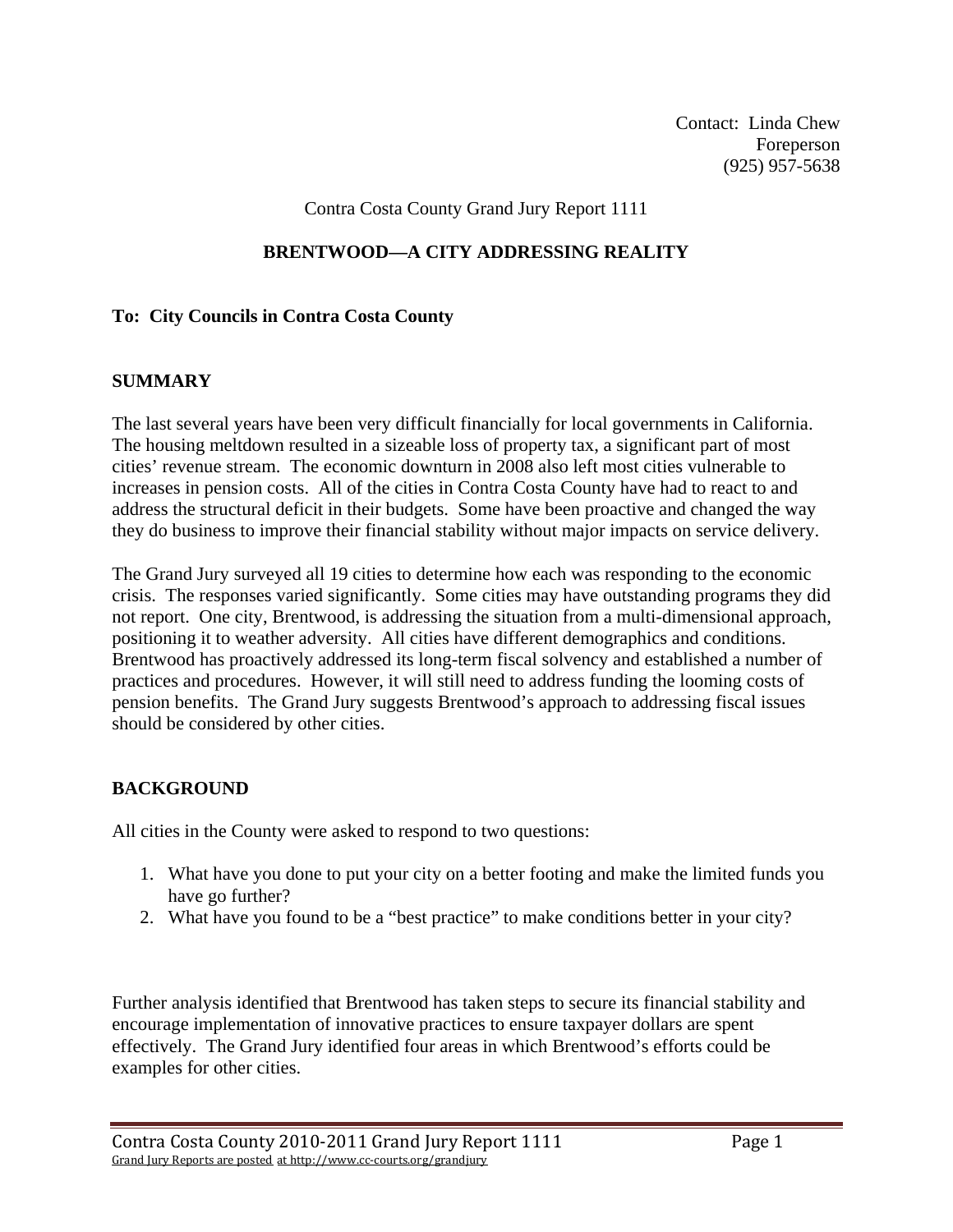Contact: Linda Chew
Foreperson
(925) 957-5638

Contra Costa County Grand Jury Report 1111

# BRENTWOOD—A CITY ADDRESSING REALITY

**To: City Councils in Contra Costa County**

## SUMMARY

The last several years have been very difficult financially for local governments in California. The housing meltdown resulted in a sizeable loss of property tax, a significant part of most cities' revenue stream. The economic downturn in 2008 also left most cities vulnerable to increases in pension costs. All of the cities in Contra Costa County have had to react to and address the structural deficit in their budgets. Some have been proactive and changed the way they do business to improve their financial stability without major impacts on service delivery.

The Grand Jury surveyed all 19 cities to determine how each was responding to the economic crisis. The responses varied significantly. Some cities may have outstanding programs they did not report. One city, Brentwood, is addressing the situation from a multi-dimensional approach, positioning it to weather adversity. All cities have different demographics and conditions. Brentwood has proactively addressed its long-term fiscal solvency and established a number of practices and procedures. However, it will still need to address funding the looming costs of pension benefits. The Grand Jury suggests Brentwood's approach to addressing fiscal issues should be considered by other cities.

## BACKGROUND

All cities in the County were asked to respond to two questions:

1. What have you done to put your city on a better footing and make the limited funds you have go further?
2. What have you found to be a "best practice" to make conditions better in your city?

Further analysis identified that Brentwood has taken steps to secure its financial stability and encourage implementation of innovative practices to ensure taxpayer dollars are spent effectively. The Grand Jury identified four areas in which Brentwood's efforts could be examples for other cities.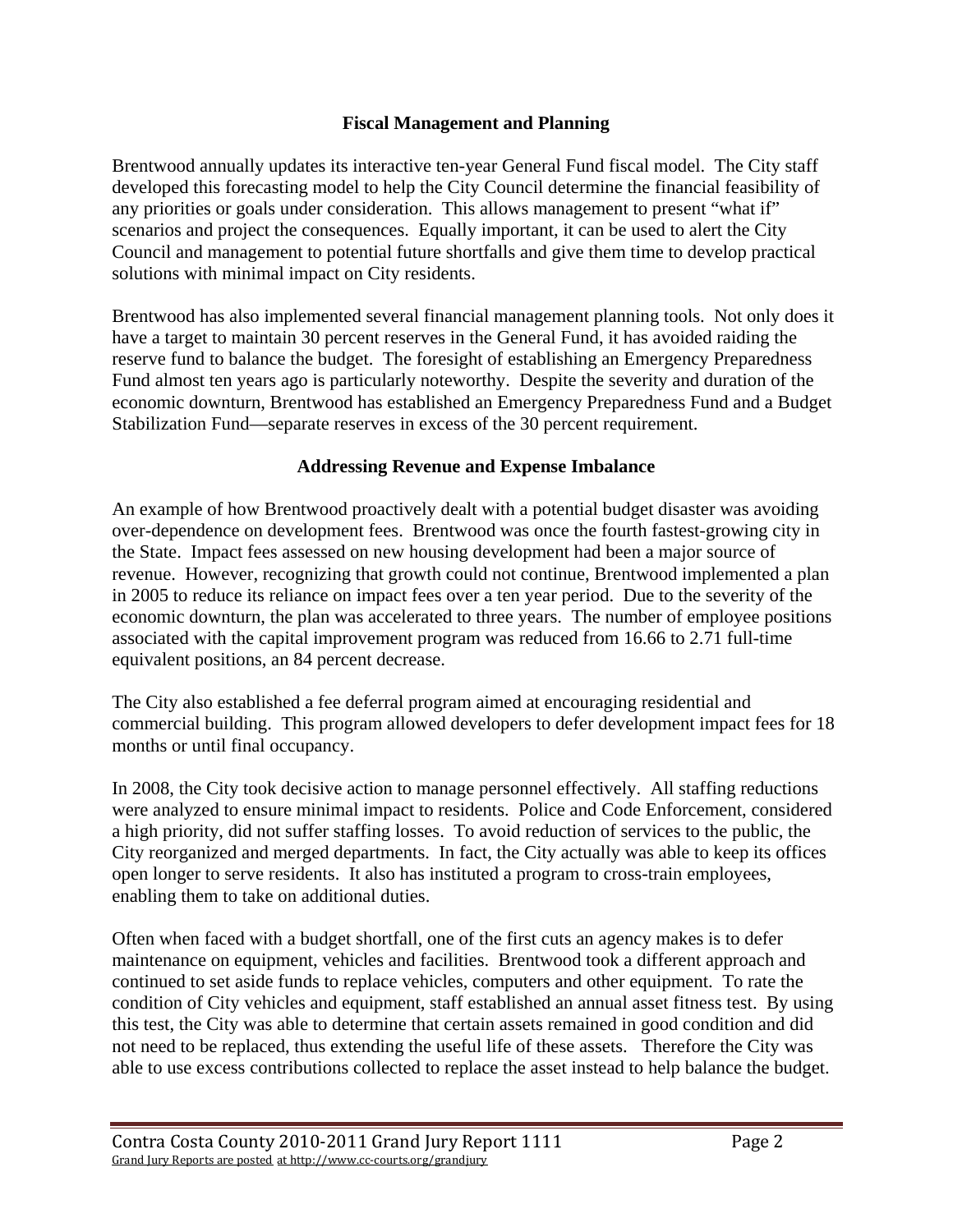## Fiscal Management and Planning

Brentwood annually updates its interactive ten-year General Fund fiscal model. The City staff developed this forecasting model to help the City Council determine the financial feasibility of any priorities or goals under consideration. This allows management to present "what if" scenarios and project the consequences. Equally important, it can be used to alert the City Council and management to potential future shortfalls and give them time to develop practical solutions with minimal impact on City residents.

Brentwood has also implemented several financial management planning tools. Not only does it have a target to maintain 30 percent reserves in the General Fund, it has avoided raiding the reserve fund to balance the budget. The foresight of establishing an Emergency Preparedness Fund almost ten years ago is particularly noteworthy. Despite the severity and duration of the economic downturn, Brentwood has established an Emergency Preparedness Fund and a Budget Stabilization Fund—separate reserves in excess of the 30 percent requirement.

## Addressing Revenue and Expense Imbalance

An example of how Brentwood proactively dealt with a potential budget disaster was avoiding over-dependence on development fees. Brentwood was once the fourth fastest-growing city in the State. Impact fees assessed on new housing development had been a major source of revenue. However, recognizing that growth could not continue, Brentwood implemented a plan in 2005 to reduce its reliance on impact fees over a ten year period. Due to the severity of the economic downturn, the plan was accelerated to three years. The number of employee positions associated with the capital improvement program was reduced from 16.66 to 2.71 full-time equivalent positions, an 84 percent decrease.

The City also established a fee deferral program aimed at encouraging residential and commercial building. This program allowed developers to defer development impact fees for 18 months or until final occupancy.

In 2008, the City took decisive action to manage personnel effectively. All staffing reductions were analyzed to ensure minimal impact to residents. Police and Code Enforcement, considered a high priority, did not suffer staffing losses. To avoid reduction of services to the public, the City reorganized and merged departments. In fact, the City actually was able to keep its offices open longer to serve residents. It also has instituted a program to cross-train employees, enabling them to take on additional duties.

Often when faced with a budget shortfall, one of the first cuts an agency makes is to defer maintenance on equipment, vehicles and facilities. Brentwood took a different approach and continued to set aside funds to replace vehicles, computers and other equipment. To rate the condition of City vehicles and equipment, staff established an annual asset fitness test. By using this test, the City was able to determine that certain assets remained in good condition and did not need to be replaced, thus extending the useful life of these assets. Therefore the City was able to use excess contributions collected to replace the asset instead to help balance the budget.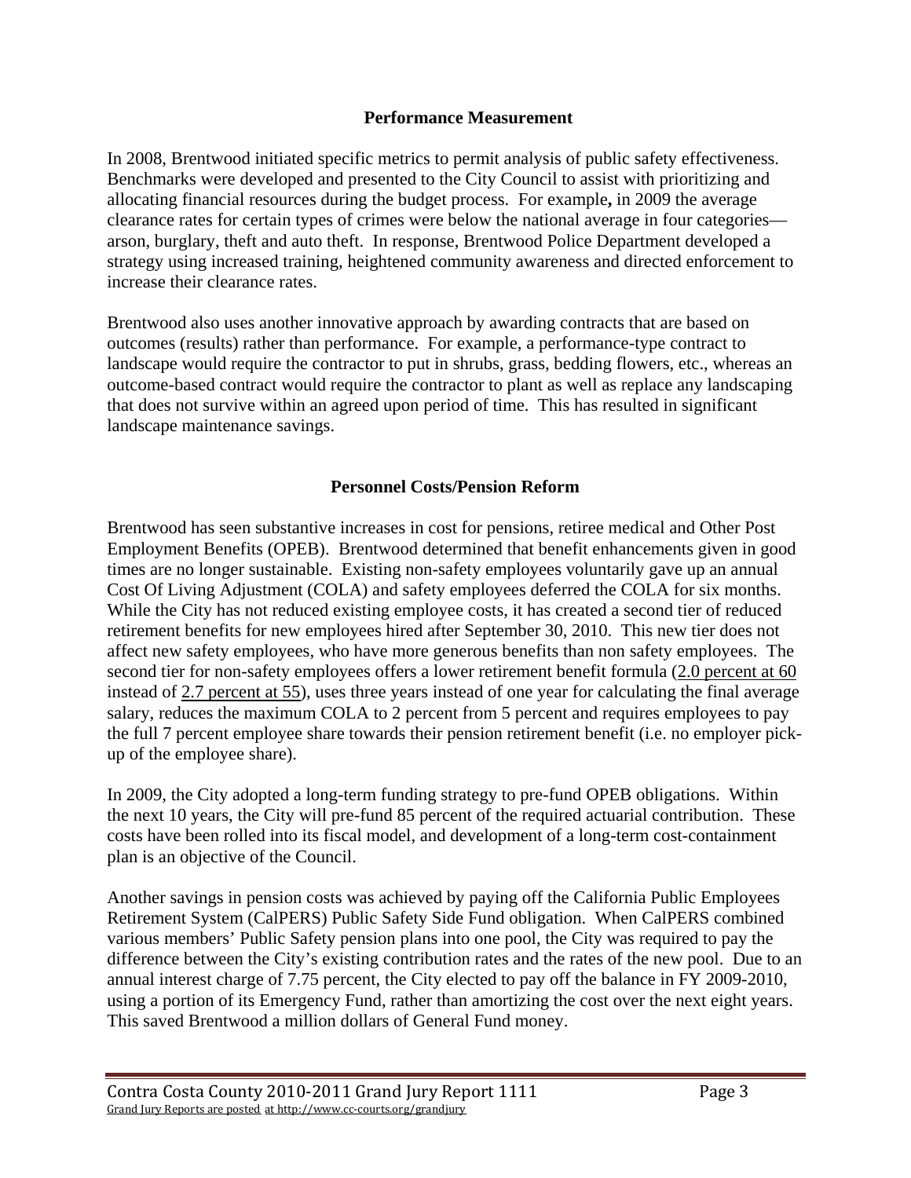## Performance Measurement

In 2008, Brentwood initiated specific metrics to permit analysis of public safety effectiveness. Benchmarks were developed and presented to the City Council to assist with prioritizing and allocating financial resources during the budget process. For example**,** in 2009 the average clearance rates for certain types of crimes were below the national average in four categories—arson, burglary, theft and auto theft. In response, Brentwood Police Department developed a strategy using increased training, heightened community awareness and directed enforcement to increase their clearance rates.

Brentwood also uses another innovative approach by awarding contracts that are based on outcomes (results) rather than performance. For example, a performance-type contract to landscape would require the contractor to put in shrubs, grass, bedding flowers, etc., whereas an outcome-based contract would require the contractor to plant as well as replace any landscaping that does not survive within an agreed upon period of time. This has resulted in significant landscape maintenance savings.

## Personnel Costs/Pension Reform

Brentwood has seen substantive increases in cost for pensions, retiree medical and Other Post Employment Benefits (OPEB). Brentwood determined that benefit enhancements given in good times are no longer sustainable. Existing non-safety employees voluntarily gave up an annual Cost Of Living Adjustment (COLA) and safety employees deferred the COLA for six months. While the City has not reduced existing employee costs, it has created a second tier of reduced retirement benefits for new employees hired after September 30, 2010. This new tier does not affect new safety employees, who have more generous benefits than non safety employees. The second tier for non-safety employees offers a lower retirement benefit formula (2.0 percent at 60 instead of 2.7 percent at 55), uses three years instead of one year for calculating the final average salary, reduces the maximum COLA to 2 percent from 5 percent and requires employees to pay the full 7 percent employee share towards their pension retirement benefit (i.e. no employer pick-up of the employee share).

In 2009, the City adopted a long-term funding strategy to pre-fund OPEB obligations. Within the next 10 years, the City will pre-fund 85 percent of the required actuarial contribution. These costs have been rolled into its fiscal model, and development of a long-term cost-containment plan is an objective of the Council.

Another savings in pension costs was achieved by paying off the California Public Employees Retirement System (CalPERS) Public Safety Side Fund obligation. When CalPERS combined various members' Public Safety pension plans into one pool, the City was required to pay the difference between the City's existing contribution rates and the rates of the new pool. Due to an annual interest charge of 7.75 percent, the City elected to pay off the balance in FY 2009-2010, using a portion of its Emergency Fund, rather than amortizing the cost over the next eight years. This saved Brentwood a million dollars of General Fund money.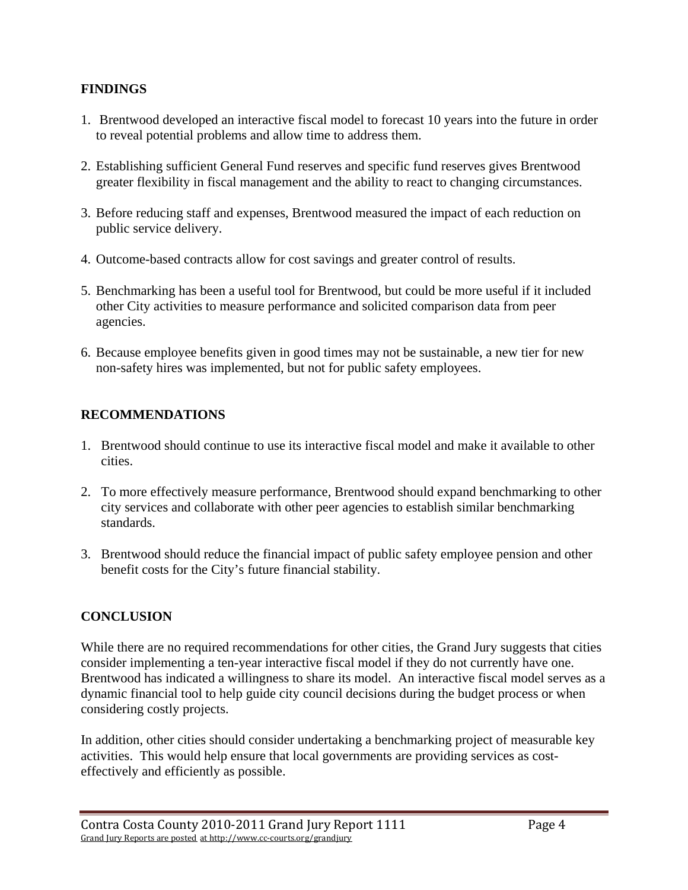## FINDINGS

1. Brentwood developed an interactive fiscal model to forecast 10 years into the future in order to reveal potential problems and allow time to address them.
2. Establishing sufficient General Fund reserves and specific fund reserves gives Brentwood greater flexibility in fiscal management and the ability to react to changing circumstances.
3. Before reducing staff and expenses, Brentwood measured the impact of each reduction on public service delivery.
4. Outcome-based contracts allow for cost savings and greater control of results.
5. Benchmarking has been a useful tool for Brentwood, but could be more useful if it included other City activities to measure performance and solicited comparison data from peer agencies.
6. Because employee benefits given in good times may not be sustainable, a new tier for new non-safety hires was implemented, but not for public safety employees.

## RECOMMENDATIONS

1. Brentwood should continue to use its interactive fiscal model and make it available to other cities.
2. To more effectively measure performance, Brentwood should expand benchmarking to other city services and collaborate with other peer agencies to establish similar benchmarking standards.
3. Brentwood should reduce the financial impact of public safety employee pension and other benefit costs for the City's future financial stability.

## CONCLUSION

While there are no required recommendations for other cities, the Grand Jury suggests that cities consider implementing a ten-year interactive fiscal model if they do not currently have one. Brentwood has indicated a willingness to share its model. An interactive fiscal model serves as a dynamic financial tool to help guide city council decisions during the budget process or when considering costly projects.

In addition, other cities should consider undertaking a benchmarking project of measurable key activities. This would help ensure that local governments are providing services as cost-effectively and efficiently as possible.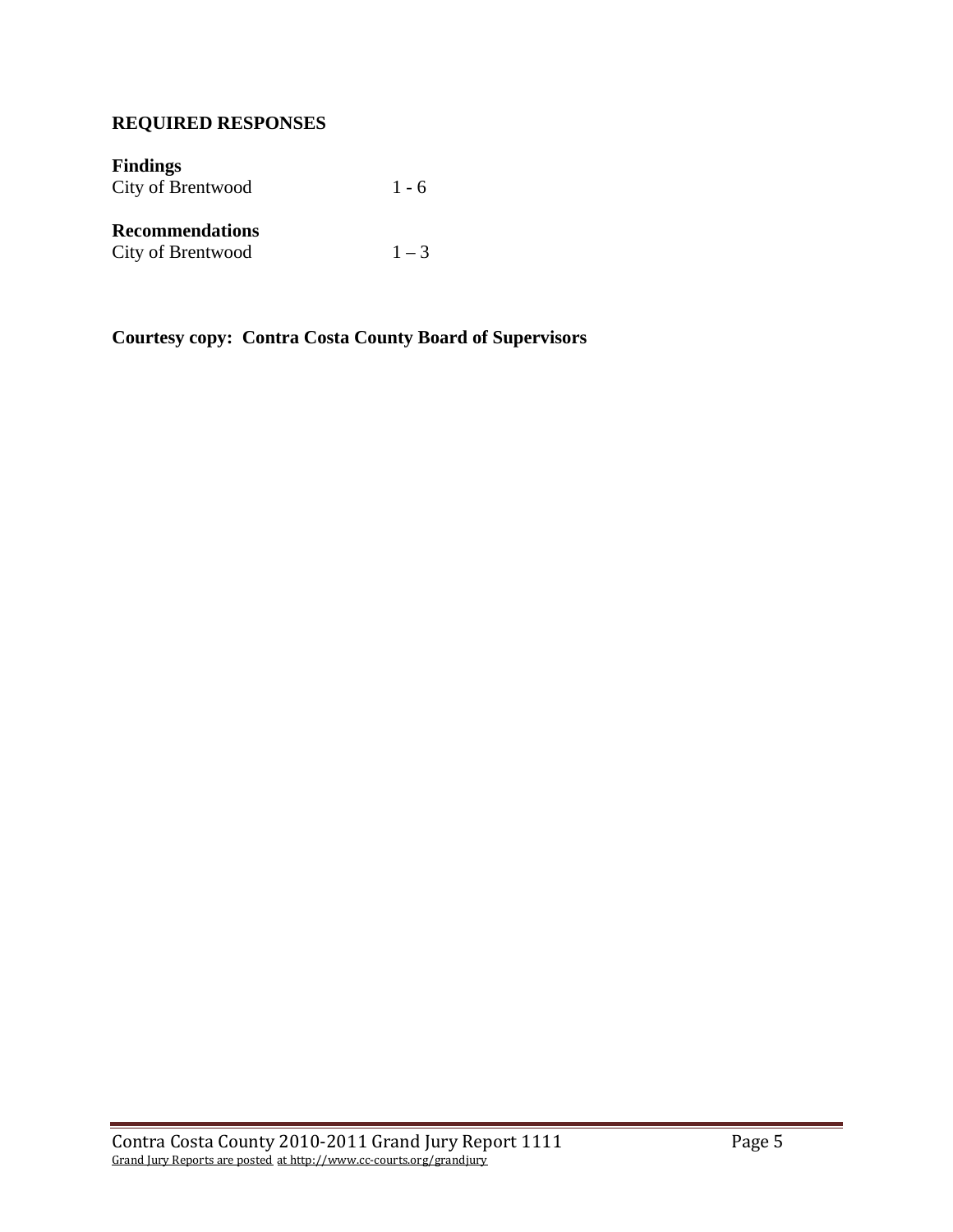## REQUIRED RESPONSES

**Findings**

| | |
|---|---|
| City of Brentwood | 1 - 6 |

**Recommendations**

| | |
|---|---|
| City of Brentwood | 1 – 3 |

**Courtesy copy: Contra Costa County Board of Supervisors**